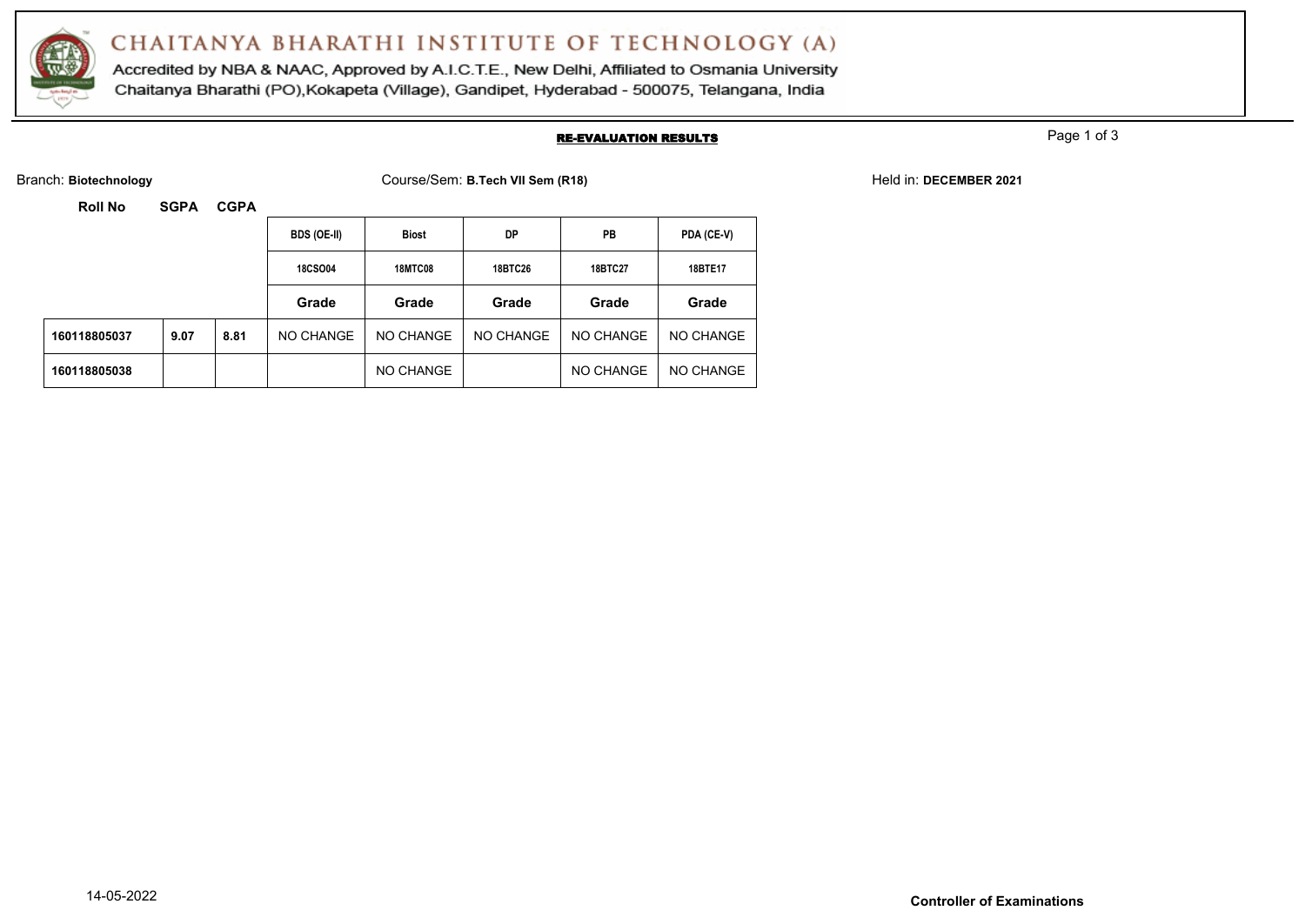# CHAITANYA BHARATHI INSTITUTE OF TECHNOLOGY (A)

Accredited by NBA & NAAC, Approved by A.I.C.T.E., New Delhi, Affiliated to Osmania University
Chaitanya Bharathi (PO),Kokapeta (Village), Gandipet, Hyderabad - 500075, Telangana, India

## RE-EVALUATION RESULTS

Branch: **Biotechnology** Course/Sem: **B.Tech VII Sem (R18)** Held in: **DECEMBER 2021**

| Roll No | SGPA | CGPA | BDS (OE-II) | Biost | DP | PB | PDA (CE-V) |
|---|---|---|---|---|---|---|---|
| | | | 18CSO04 | 18MTC08 | 18BTC26 | 18BTC27 | 18BTE17 |
| | | | Grade | Grade | Grade | Grade | Grade |
| **160118805037** | **9.07** | **8.81** | NO CHANGE | NO CHANGE | NO CHANGE | NO CHANGE | NO CHANGE |
| **160118805038** | | | | NO CHANGE | | NO CHANGE | NO CHANGE |

14-05-2022

**Controller of Examinations**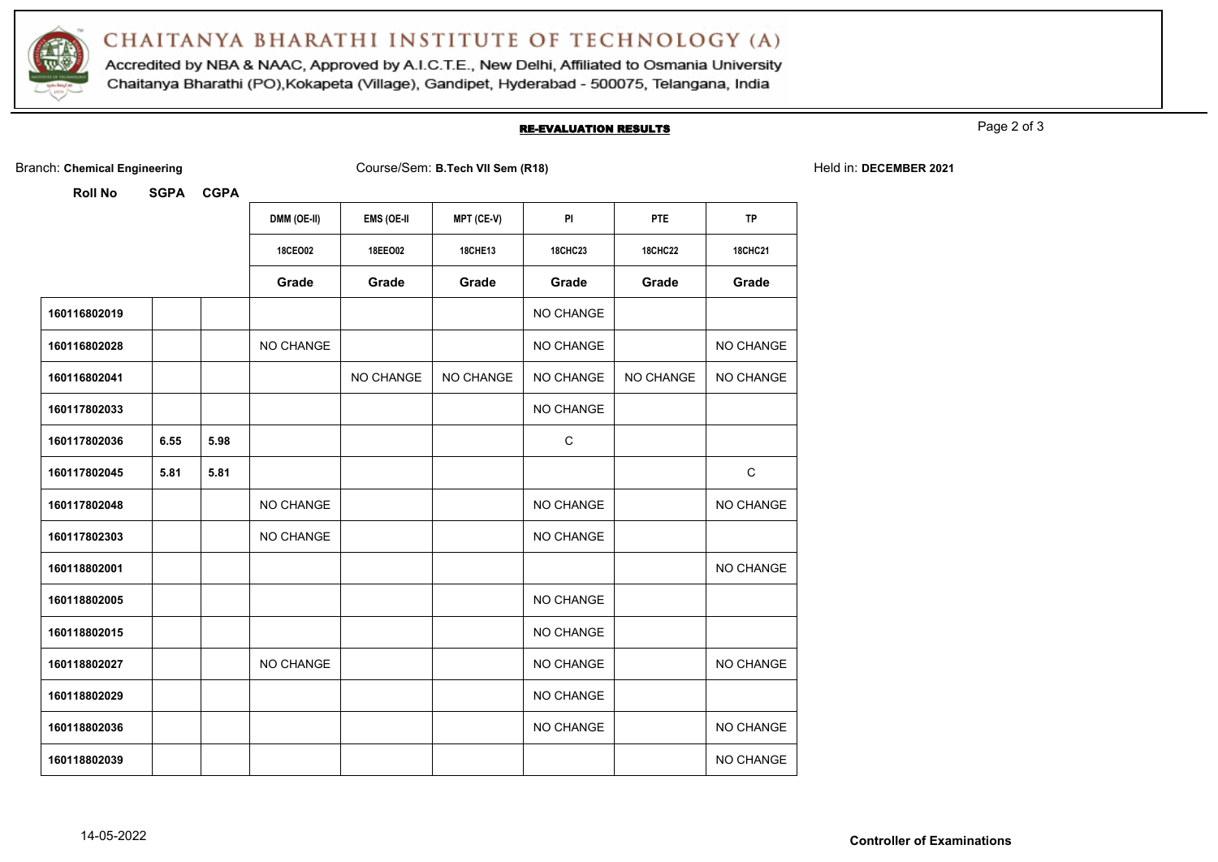# CHAITANYA BHARATHI INSTITUTE OF TECHNOLOGY (A)

Accredited by NBA & NAAC, Approved by A.I.C.T.E., New Delhi, Affiliated to Osmania University
Chaitanya Bharathi (PO),Kokapeta (Village), Gandipet, Hyderabad - 500075, Telangana, India

## RE-EVALUATION RESULTS

Branch: **Chemical Engineering** Course/Sem: **B.Tech VII Sem (R18)** Held in: **DECEMBER 2021**

| Roll No | SGPA | CGPA | DMM (OE-II) | EMS (OE-II | MPT (CE-V) | PI | PTE | TP |
|---|---|---|---|---|---|---|---|---|
| | | | 18CEO02 | 18EEO02 | 18CHE13 | 18CHC23 | 18CHC22 | 18CHC21 |
| | | | Grade | Grade | Grade | Grade | Grade | Grade |
| 160116802019 | | | | | | NO CHANGE | | |
| 160116802028 | | | NO CHANGE | | | NO CHANGE | | NO CHANGE |
| 160116802041 | | | | NO CHANGE | NO CHANGE | NO CHANGE | NO CHANGE | NO CHANGE |
| 160117802033 | | | | | | NO CHANGE | | |
| 160117802036 | 6.55 | 5.98 | | | | C | | |
| 160117802045 | 5.81 | 5.81 | | | | | | C |
| 160117802048 | | | NO CHANGE | | | NO CHANGE | | NO CHANGE |
| 160117802303 | | | NO CHANGE | | | NO CHANGE | | |
| 160118802001 | | | | | | | | NO CHANGE |
| 160118802005 | | | | | | NO CHANGE | | |
| 160118802015 | | | | | | NO CHANGE | | |
| 160118802027 | | | NO CHANGE | | | NO CHANGE | | NO CHANGE |
| 160118802029 | | | | | | NO CHANGE | | |
| 160118802036 | | | | | | NO CHANGE | | NO CHANGE |
| 160118802039 | | | | | | | | NO CHANGE |

14-05-2022

**Controller of Examinations**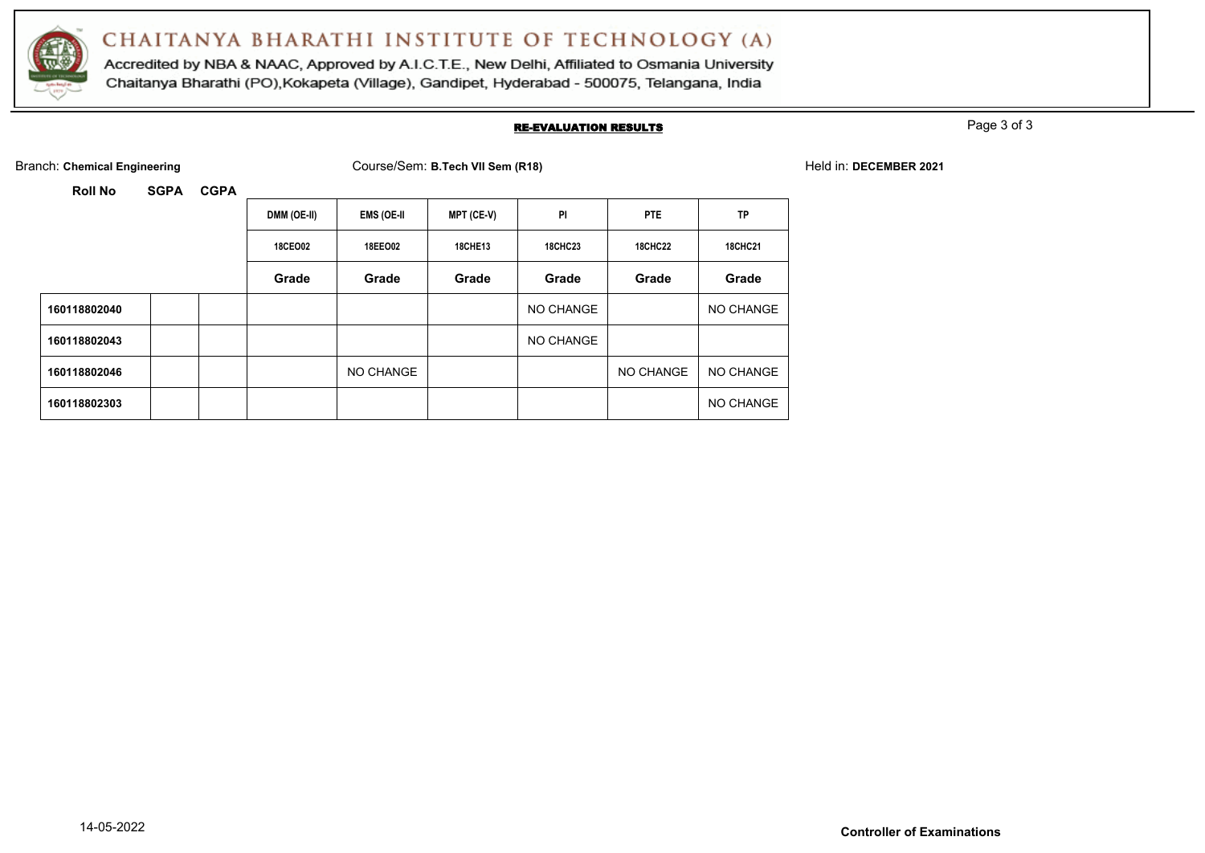# CHAITANYA BHARATHI INSTITUTE OF TECHNOLOGY (A)

Accredited by NBA & NAAC, Approved by A.I.C.T.E., New Delhi, Affiliated to Osmania University

Chaitanya Bharathi (PO),Kokapeta (Village), Gandipet, Hyderabad - 500075, Telangana, India

## RE-EVALUATION RESULTS

Branch: **Chemical Engineering** Course/Sem: **B.Tech VII Sem (R18)** Held in: **DECEMBER 2021**

| Roll No | SGPA | CGPA | DMM (OE-II) | EMS (OE-II | MPT (CE-V) | PI | PTE | TP |
|---|---|---|---|---|---|---|---|---|
| | | | 18CEO02 | 18EEO02 | 18CHE13 | 18CHC23 | 18CHC22 | 18CHC21 |
| | | | Grade | Grade | Grade | Grade | Grade | Grade |
| 160118802040 | | | | | | NO CHANGE | | NO CHANGE |
| 160118802043 | | | | | | NO CHANGE | | |
| 160118802046 | | | | NO CHANGE | | | NO CHANGE | NO CHANGE |
| 160118802303 | | | | | | | | NO CHANGE |

14-05-2022

**Controller of Examinations**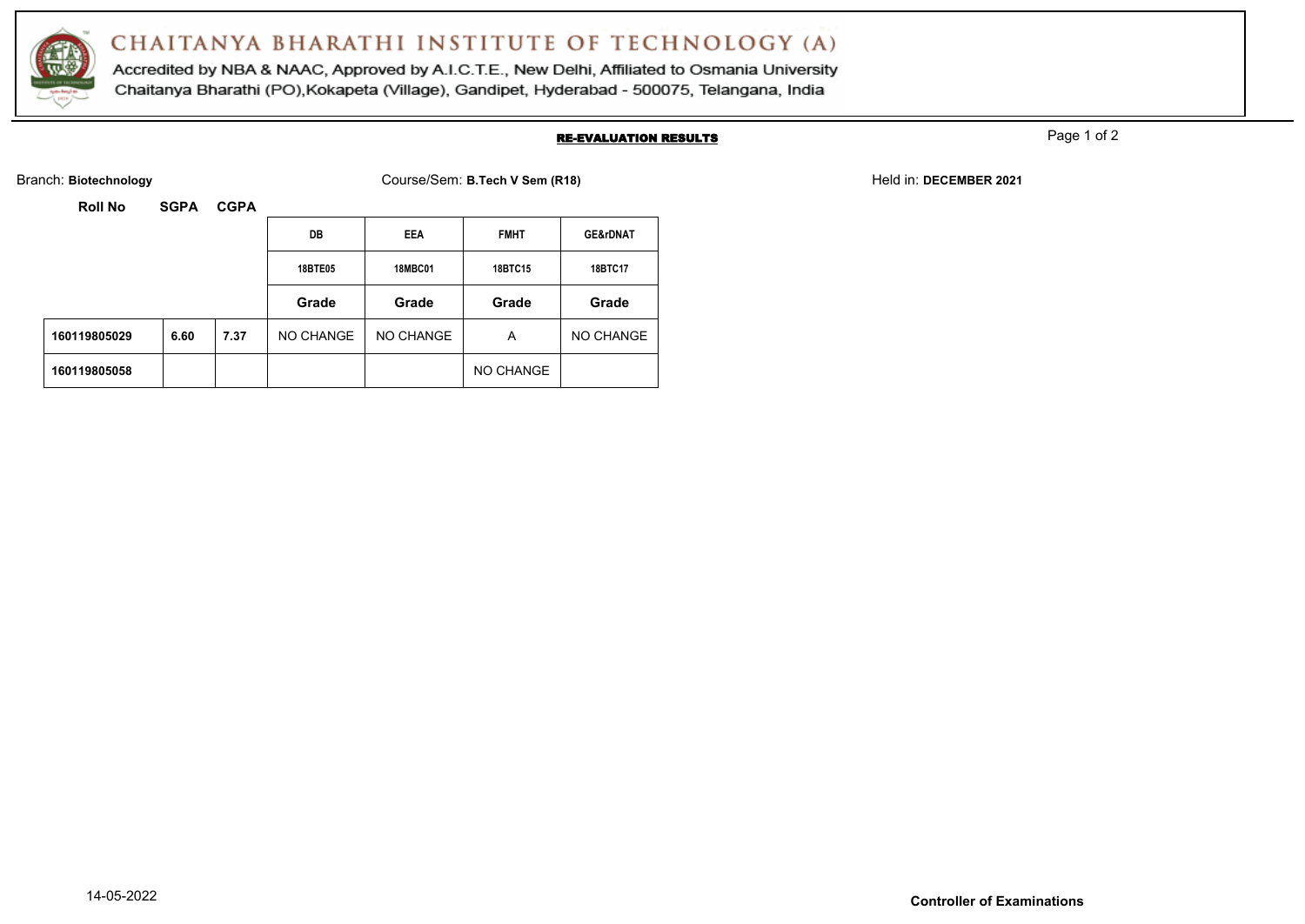# CHAITANYA BHARATHI INSTITUTE OF TECHNOLOGY (A)

Accredited by NBA & NAAC, Approved by A.I.C.T.E., New Delhi, Affiliated to Osmania University
Chaitanya Bharathi (PO),Kokapeta (Village), Gandipet, Hyderabad - 500075, Telangana, India

## RE-EVALUATION RESULTS

Branch: **Biotechnology** Course/Sem: **B.Tech V Sem (R18)** Held in: **DECEMBER 2021**

| Roll No | SGPA | CGPA | DB | EEA | FMHT | GE&rDNAT |
|---|---|---|---|---|---|---|
| | | | 18BTE05 | 18MBC01 | 18BTC15 | 18BTC17 |
| | | | Grade | Grade | Grade | Grade |
| **160119805029** | **6.60** | **7.37** | NO CHANGE | NO CHANGE | A | NO CHANGE |
| **160119805058** | | | | | NO CHANGE | |

14-05-2022

**Controller of Examinations**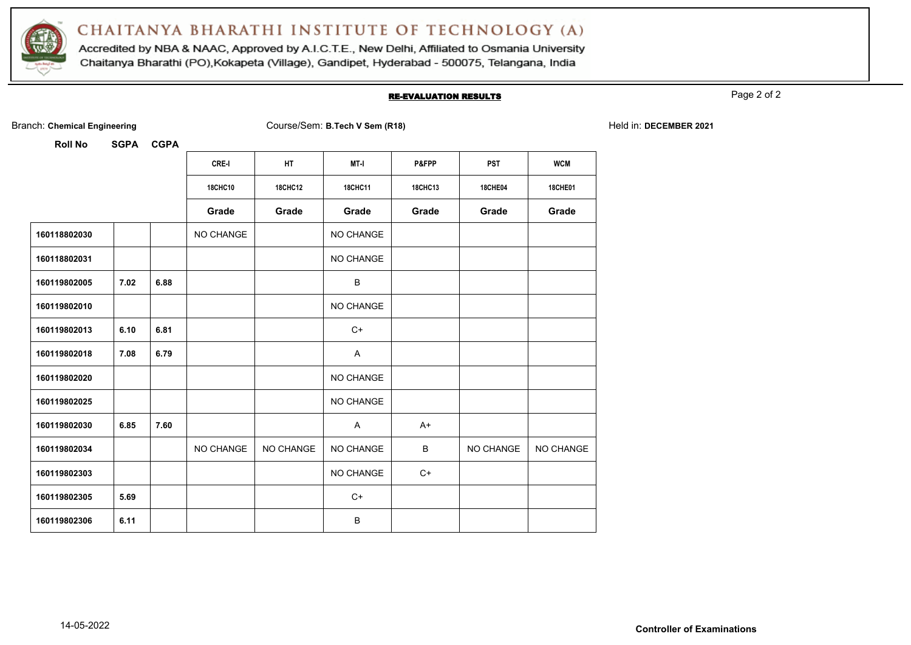# CHAITANYA BHARATHI INSTITUTE OF TECHNOLOGY (A)

Accredited by NBA & NAAC, Approved by A.I.C.T.E., New Delhi, Affiliated to Osmania University
Chaitanya Bharathi (PO),Kokapeta (Village), Gandipet, Hyderabad - 500075, Telangana, India

## RE-EVALUATION RESULTS

Branch: **Chemical Engineering** Course/Sem: **B.Tech V Sem (R18)** Held in: **DECEMBER 2021**

| Roll No | SGPA | CGPA | CRE-I | HT | MT-I | P&FPP | PST | WCM |
|---|---|---|---|---|---|---|---|---|
| | | | 18CHC10 | 18CHC12 | 18CHC11 | 18CHC13 | 18CHE04 | 18CHE01 |
| | | | Grade | Grade | Grade | Grade | Grade | Grade |
| 160118802030 | | | NO CHANGE | | NO CHANGE | | | |
| 160118802031 | | | | | NO CHANGE | | | |
| 160119802005 | 7.02 | 6.88 | | | B | | | |
| 160119802010 | | | | | NO CHANGE | | | |
| 160119802013 | 6.10 | 6.81 | | | C+ | | | |
| 160119802018 | 7.08 | 6.79 | | | A | | | |
| 160119802020 | | | | | NO CHANGE | | | |
| 160119802025 | | | | | NO CHANGE | | | |
| 160119802030 | 6.85 | 7.60 | | | A | A+ | | |
| 160119802034 | | | NO CHANGE | NO CHANGE | NO CHANGE | B | NO CHANGE | NO CHANGE |
| 160119802303 | | | | | NO CHANGE | C+ | | |
| 160119802305 | 5.69 | | | | C+ | | | |
| 160119802306 | 6.11 | | | | B | | | |

14-05-2022

**Controller of Examinations**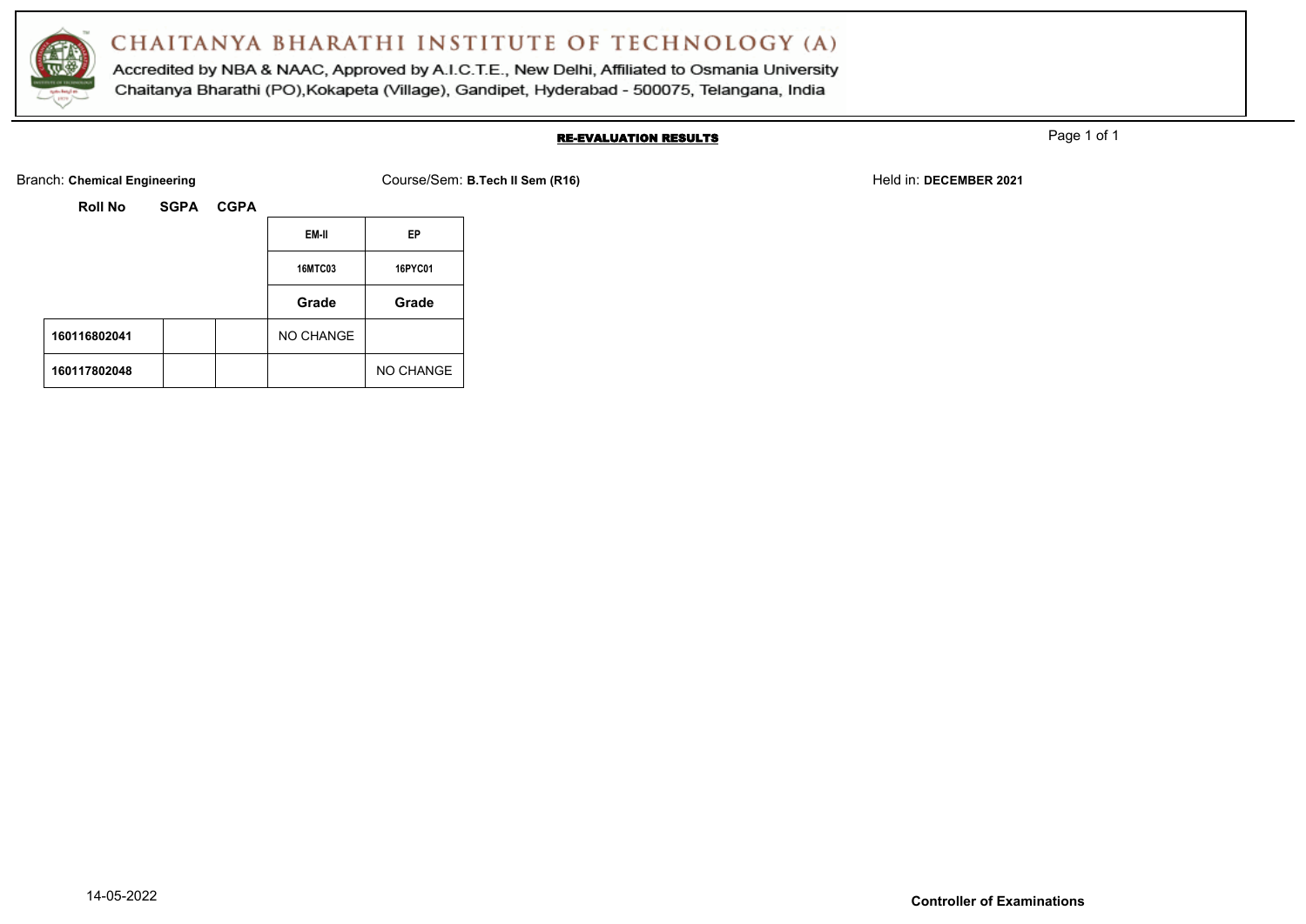# CHAITANYA BHARATHI INSTITUTE OF TECHNOLOGY (A)

Accredited by NBA & NAAC, Approved by A.I.C.T.E., New Delhi, Affiliated to Osmania University
Chaitanya Bharathi (PO),Kokapeta (Village), Gandipet, Hyderabad - 500075, Telangana, India

## RE-EVALUATION RESULTS

Branch: **Chemical Engineering** Course/Sem: **B.Tech II Sem (R16)** Held in: **DECEMBER 2021**

| Roll No | SGPA | CGPA | EM-II | EP |
|---|---|---|---|---|
| | | | 16MTC03 | 16PYC01 |
| | | | Grade | Grade |
| **160116802041** | | | NO CHANGE | |
| **160117802048** | | | | NO CHANGE |

14-05-2022

**Controller of Examinations**